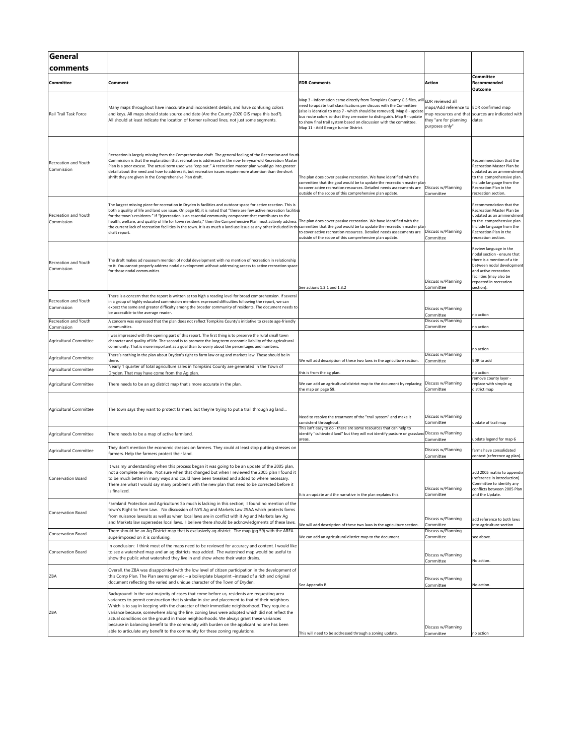# General comments

| Committee | Comment | EDR Comments | Action | Committee Recommended Outcome |
|---|---|---|---|---|
| Rail Trail Task Force | Many maps throughout have inaccurate and inconsistent details, and have confusing colors and keys. All maps should state source and date (Are the County 2020 GIS maps this bad?). All should at least indicate the location of former railroad lines, not just some segments. | Map 3 - Information came directly from Tompkins County GIS files, will need to update trail classifications per discuss with the Committee (also is identical to map 7 - which should be removed). Map 8 - update bus route colors so that they are easier to distinguish. Map 9 - update to show final trail system based on discussion with the committee. Map 11 - Add George Junior District. | EDR reviewed all maps/Add reference to map resources and that they "are for planning purposes only" | EDR confirmed map sources are indicated with dates |
| Recreation and Youth Commission | Recreation is largely missing from the Comprehensive draft. The general feeling of the Recreation and Youth Commission is that the explanation that recreation is addressed in the now ten-year-old Recreation Master Plan is a poor excuse. The actual term used was "cop out." A recreation master plan would go into greater detail about the need and how to address it, but recreation issues require more attention than the short shrift they are given in the Comprehensive Plan draft. | The plan does cover passive recreation. We have identified with the committee that the goal would be to update the recreation master plan to cover active recreation resources. Detailed needs assessments are outside of the scope of this comprehensive plan update. | Discuss w/Planning Committee | Recommendation that the Recreation Master Plan be updated as an ammendment to the comprehensive plan. Include language from the Recreation Plan in the recreation section. |
| Recreation and Youth Commission | The largest missing piece for recreation in Dryden is facilities and outdoor space for active reaction. This is both a quality of life and land use issue. On page 60, it is noted that "there are few active recreation facilities for the town's residents." If "(r)ecreation is an essential community component that contributes to the health, welfare, and quality of life for town residents," then the Comprehensive Plan must actively address the current lack of recreation facilities in the town. It is as much a land use issue as any other included in the draft report. | The plan does cover passive recreation. We have identified with the committee that the goal would be to update the recreation master plan to cover active recreation resources. Detailed needs assessments are outside of the scope of this comprehensive plan update. | Discuss w/Planning Committee | Recommendation that the Recreation Master Plan be updated as an ammendment to the comprehensive plan. Include language from the Recreation Plan in the recreation section. |
| Recreation and Youth Commission | The draft makes ad nauseum mention of nodal development with no mention of recreation in relationship to it. You cannot properly address nodal development without addressing access to active recreation space for those nodal communities. | See actions 1.3.1 and 1.3.2 | Discuss w/Planning Committee | Review language in the nodal section - ensure that there is a mention of a tie between nodal development and active recreation facilities (may also be repeated in recreation section). |
| Recreation and Youth Commission | There is a concern that the report is written at too high a reading level for broad comprehension. If several in a group of highly educated commission members expressed difficulties following the report, we can expect the same and greater difficulty among the broader community of residents. The document needs to be accessible to the average reader. | | Discuss w/Planning Committee | no action |
| Recreation and Youth Commission | A concern was expressed that the plan does not reflect Tompkins County's initiative to create age-friendly communities. | | Discuss w/Planning Committee | no action |
| Agricultural Committee | I was impressed with the opening part of this report. The first thing is to preserve the rural small town character and quality of life. The second is to promote the long term economic liability of the agricultural community. That is more important as a goal than to worry about the percentages and numbers. | | | no action |
| Agricultural Committee | There's nothing in the plan about Dryden's right to farm law or ag and markets law. Those should be in there. | We will add description of these two laws in the agriculture section. | Discuss w/Planning Committee | EDR to add |
| Agricultural Committee | Nearly 1 quarter of total agriculture sales in Tompkins County are generated in the Town of Dryden. That may have come from the Ag plan. | this is from the ag plan. | | no action |
| Agricultural Committee | There needs to be an ag district map that's more accurate in the plan. | We can add an agricultural district map to the document by replacing the map on page 59. | Discuss w/Planning Committee | remove county layer - replace with simple ag district map |
| Agricultural Committee | The town says they want to protect farmers, but they're trying to put a trail through ag land... | Need to resolve the treatment of the "trail system" and make it consistent throughout. | Discuss w/Planning Committee | update of trail map |
| Agricultural Committee | There needs to be a map of active farmland. | This isn't easy to do - there are some resources that can help to identify "cultivated land" but they will not identify pasture or grassland areas. | Discuss w/Planning Committee | update legend for map 6 |
| Agricultural Committee | They don't mention the economic stresses on farmers. They could at least stop putting stresses on farmers. Help the farmers protect their land. | | Discuss w/Planning Committee | farms have consolidated context (reference ag plan). |
| Conservation Board | It was my understanding when this process began it was going to be an update of the 2005 plan, not a complete rewrite. Not sure when that changed but when I reviewed the 2005 plan I found it to be much better in many ways and could have been tweaked and added to where necessary. There are what I would say many problems with the new plan that need to be corrected before it is finalized. | It is an update and the narrative in the plan explains this. | Discuss w/Planning Committee | add 2005 matrix to appendix (reference in introduction). Committee to identify any conflicts between 2005 Plan and the Update. |
| Conservation Board | Farmland Protection and Agriculture: So much is lacking in this section; I found no mention of the town's Right to Farm Law. No discussion of NYS Ag and Markets Law 25AA which protects farms from nuisance lawsuits as well as when local laws are in conflict with it Ag and Markets law Ag and Markets law supersedes local laws. I believe there should be acknowledgments of these laws. | We will add description of these two laws in the agriculture section. | Discuss w/Planning Committee | add reference to both laws into agriculture section |
| Conservation Board | There should be an Ag District map that is exclusively ag district. The map (pg.59) with the ARFA superimposed on it is confusing. | We can add an agricultural district map to the document. | Discuss w/Planning Committee | see above. |
| Conservation Board | In conclusion: I think most of the maps need to be reviewed for accuracy and content. I would like to see a watershed map and an ag districts map added. The watershed map would be useful to show the public what watershed they live in and show where their water drains. | | Discuss w/Planning Committee | No action. |
| ZBA | Overall, the ZBA was disappointed with the low level of citizen participation in the development of this Comp Plan. The Plan seems generic – a boilerplate blueprint –instead of a rich and original document reflecting the varied and unique character of the Town of Dryden. | See Appendix B. | Discuss w/Planning Committee | No action. |
| ZBA | Background: In the vast majority of cases that come before us, residents are requesting area variances to permit construction that is similar in size and placement to that of their neighbors. Which is to say in keeping with the character of their immediate neighborhood. They require a variance because, somewhere along the line, zoning laws were adopted which did not reflect the actual conditions on the ground in those neighborhoods. We always grant these variances because in balancing benefit to the community with burden on the applicant no one has been able to articulate any benefit to the community for these zoning regulations. | This will need to be addressed through a zoning update. | Discuss w/Planning Committee | no action |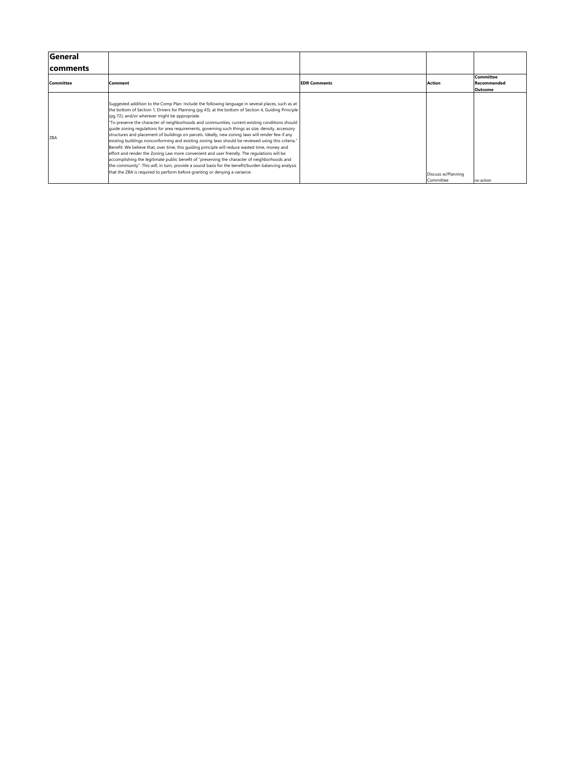| General comments | | | | |
|---|---|---|---|---|
| **Committee** | **Comment** | **EDR Comments** | **Action** | **Committee Recommended Outcome** |
| ZBA | Suggested addition to the Comp Plan: Include the following language in several places, such as at the bottom of Section 1, Drivers for Planning (pg 43); at the bottom of Section 4, Guiding Principle (pg 72); and/or wherever might be appropriate.<br>"To preserve the character of neighborhoods and communities, current existing conditions should guide zoning regulations for area requirements, governing such things as size, density, accessory structures and placement of buildings on parcels. Ideally, new zoning laws will render few if any existing buildings nonconforming and existing zoning laws should be reviewed using this criteria."<br>Benefit: We believe that, over time, this guiding principle will reduce wasted time, money and effort and render the Zoning Law more convenient and user friendly. The regulations will be accomplishing the legitimate public benefit of "preserving the character of neighborhoods and the community". This will, in turn, provide a sound basis for the benefit/burden balancing analysis that the ZBA is required to perform before granting or denying a variance. | | Discuss w/Planning Committee | no action |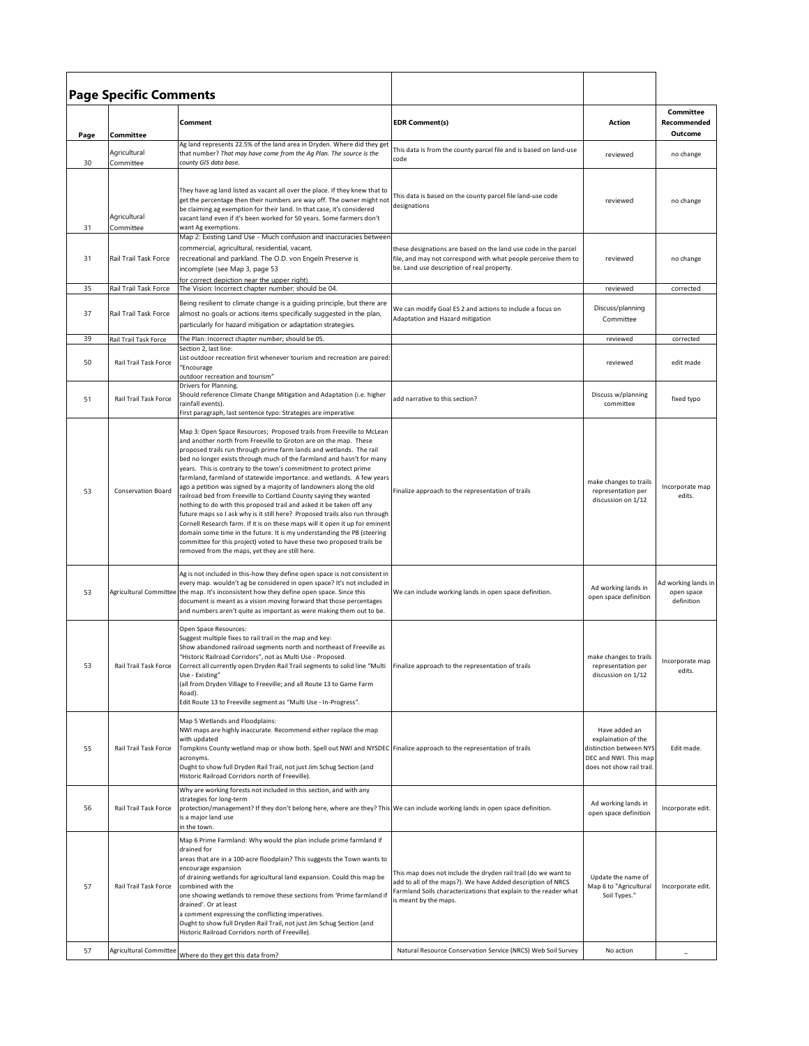## Page Specific Comments

| Page | Committee | Comment | EDR Comment(s) | Action | Committee Recommended Outcome |
|---|---|---|---|---|---|
| 30 | Agricultural Committee | Ag land represents 22.5% of the land area in Dryden. Where did they get that number? *That may have come from the Ag Plan. The source is the county GIS data base.* | This data is from the county parcel file and is based on land-use code | reviewed | no change |
| 31 | Agricultural Committee | They have ag land listed as vacant all over the place. If they knew that to get the percentage then their numbers are way off. The owner might not be claiming ag exemption for their land. In that case, it's considered vacant land even if it's been worked for 50 years. Some farmers don't want Ag exemptions. | This data is based on the county parcel file land-use code designations | reviewed | no change |
| 31 | Rail Trail Task Force | Map 2: Existing Land Use - Much confusion and inaccuracies between commercial, agricultural, residential, vacant, recreational and parkland. The O.D. von Engeln Preserve is incomplete (see Map 3, page 53 for correct depiction near the upper right). | these designations are based on the land use code in the parcel file, and may not correspond with what people perceive them to be. Land use description of real property. | reviewed | no change |
| 35 | Rail Trail Task Force | The Vision: Incorrect chapter number; should be 04. | | reviewed | corrected |
| 37 | Rail Trail Task Force | Being resilient to climate change is a guiding principle, but there are almost no goals or actions items specifically suggested in the plan, particularly for hazard mitigation or adaptation strategies. | We can modify Goal ES 2 and actions to include a focus on Adaptation and Hazard mitigation | Discuss/planning Committee | |
| 39 | Rail Trail Task Force | The Plan: Incorrect chapter number; should be 05. | | reviewed | corrected |
| 50 | Rail Trail Task Force | Section 2, last line: List outdoor recreation first whenever tourism and recreation are paired: "Encourage outdoor recreation and tourism" | | reviewed | edit made |
| 51 | Rail Trail Task Force | Drivers for Planning. Should reference Climate Change Mitigation and Adaptation (i.e. higher rainfall events). First paragraph, last sentence typo: Strategies are imperative | add narrative to this section? | Discuss w/planning committee | fixed typo |
| 53 | Conservation Board | Map 3: Open Space Resources; Proposed trails from Freeville to McLean and another north from Freeville to Groton are on the map. These proposed trails run through prime farm lands and wetlands. The rail bed no longer exists through much of the farmland and hasn't for many years. This is contrary to the town's commitment to protect prime farmland, farmland of statewide importance. and wetlands. A few years ago a petition was signed by a majority of landowners along the old railroad bed from Freeville to Cortland County saying they wanted nothing to do with this proposed trail and asked it be taken off any future maps so I ask why is it still here? Proposed trails also run through Cornell Research farm. If it is on these maps will it open it up for eminent domain some time in the future. It is my understanding the PB (steering committee for this project) voted to have these two proposed trails be removed from the maps, yet they are still here. | Finalize approach to the representation of trails | make changes to trails representation per discussion on 1/12 | Incorporate map edits. |
| 53 | Agricultural Committee | Ag is not included in this-how they define open space is not consistent in every map. wouldn't ag be considered in open space? It's not included in the map. It's inconsistent how they define open space. Since this document is meant as a vision moving forward that those percentages and numbers aren't quite as important as were making them out to be. | We can include working lands in open space definition. | Ad working lands in open space definition | Ad working lands in open space definition |
| 53 | Rail Trail Task Force | Open Space Resources: Suggest multiple fixes to rail trail in the map and key: Show abandoned railroad segments north and northeast of Freeville as "Historic Railroad Corridors", not as Multi Use - Proposed. Correct all currently open Dryden Rail Trail segments to solid line "Multi Use - Existing" (all from Dryden Village to Freeville; and all Route 13 to Game Farm Road). Edit Route 13 to Freeville segment as "Multi Use - In-Progress". | Finalize approach to the representation of trails | make changes to trails representation per discussion on 1/12 | Incorporate map edits. |
| 55 | Rail Trail Task Force | Map 5 Wetlands and Floodplains: NWI maps are highly inaccurate. Recommend either replace the map with updated Tompkins County wetland map or show both. Spell out NWI and NYSDEC acronyms. Ought to show full Dryden Rail Trail, not just Jim Schug Section (and Historic Railroad Corridors north of Freeville). | Finalize approach to the representation of trails | Have added an explaination of the distinction between NYS DEC and NWI. This map does not show rail trail. | Edit made. |
| 56 | Rail Trail Task Force | Why are working forests not included in this section, and with any strategies for long-term protection/management? If they don't belong here, where are they? This is a major land use in the town. | We can include working lands in open space definition. | Ad working lands in open space definition | Incorporate edit. |
| 57 | Rail Trail Task Force | Map 6 Prime Farmland: Why would the plan include prime farmland if drained for areas that are in a 100-acre floodplain? This suggests the Town wants to encourage expansion of draining wetlands for agricultural land expansion. Could this map be combined with the one showing wetlands to remove these sections from 'Prime farmland if drained'. Or at least a comment expressing the conflicting imperatives. Ought to show full Dryden Rail Trail, not just Jim Schug Section (and Historic Railroad Corridors north of Freeville). | This map does not include the dryden rail trail (do we want to add to all of the maps?). We have Added description of NRCS Farmland Soils characterizations that explain to the reader what is meant by the maps. | Update the name of Map 6 to "Agricultural Soil Types." | Incorporate edit. |
| 57 | Agricultural Committee | Where do they get this data from? | Natural Resource Conservation Service (NRCS) Web Soil Survey | No action | _ |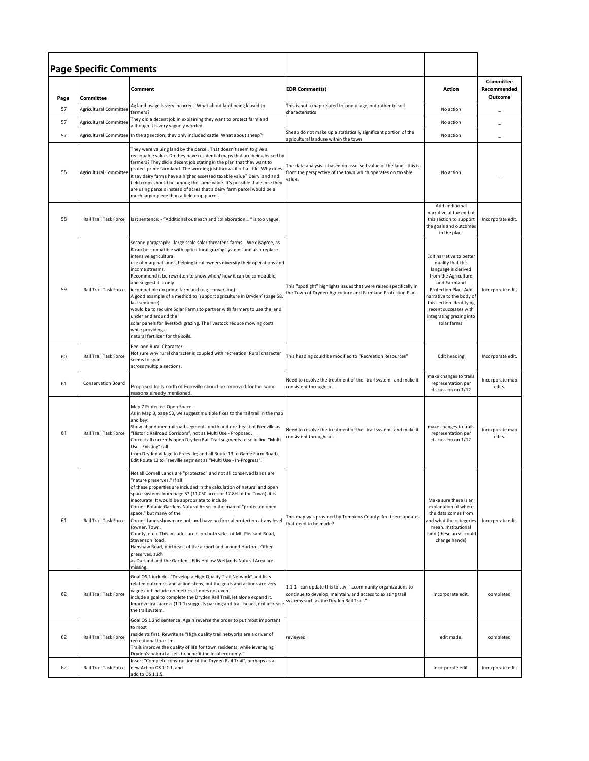## Page Specific Comments

| Page | Committee | Comment | EDR Comment(s) | Action | Committee Recommended Outcome |
|---|---|---|---|---|---|
| 57 | Agricultural Committee | Ag land usage is very incorrect. What about land being leased to farmers? | This is not a map related to land usage, but rather to soil characteristics | No action | _ |
| 57 | Agricultural Committee | They did a decent job in explaining they want to protect farmland although it is very vaguely worded. | | No action | _ |
| 57 | Agricultural Committee | In the ag section, they only included cattle. What about sheep? | Sheep do not make up a statistically significant portion of the agricultural landuse within the town | No action | _ |
| 58 | Agricultural Committee | They were valuing land by the parcel. That doesn't seem to give a reasonable value. Do they have residential maps that are being leased by farmers? They did a decent job stating in the plan that they want to protect prime farmland. The wording just throws it off a little. Why does it say dairy farms have a higher assessed taxable value? Dairy land and field crops should be among the same value. It's possible that since they are using parcels instead of acres that a dairy farm parcel would be a much larger piece than a field crop parcel. | The data analysis is based on assessed value of the land - this is from the perspective of the town which operates on taxable value. | No action | _ |
| 58 | Rail Trail Task Force | last sentence: - "Additional outreach and collaboration… " is too vague. | | Add additional narrative at the end of this section to support the goals and outcomes in the plan. | Incorporate edit. |
| 59 | Rail Trail Task Force | second paragraph: - large scale solar threatens farms… We disagree, as it can be compatible with agricultural grazing systems and also replace intensive agricultural use of marginal lands, helping local owners diversify their operations and income streams. Recommend it be rewritten to show when/ how it can be compatible, and suggest it is only incompatible on prime farmland (e.g. conversion). A good example of a method to 'support agriculture in Dryden' (page 58, last sentence) would be to require Solar Farms to partner with farmers to use the land under and around the solar panels for livestock grazing. The livestock reduce mowing costs while providing a natural fertilizer for the soils. | This "spotlight" highlights issues that were raised specifically in the Town of Dryden Agriculture and Farmland Protection Plan | Edit narrative to better qualify that this language is derived from the Agriculture and Farmland Protection Plan. Add narrative to the body of this section identifying recent successes with integrating grazing into solar farms. | Incorporate edit. |
| 60 | Rail Trail Task Force | Rec. and Rural Character. Not sure why rural character is coupled with recreation. Rural character seems to span across multiple sections. | This heading could be modified to "Recreation Resources" | Edit heading | Incorporate edit. |
| 61 | Conservation Board | Proposed trails north of Freeville should be removed for the same reasons already mentioned. | Need to resolve the treatment of the "trail system" and make it consistent throughout. | make changes to trails representation per discussion on 1/12 | Incorporate map edits. |
| 61 | Rail Trail Task Force | Map 7 Protected Open Space: As in Map 3, page 53, we suggest multiple fixes to the rail trail in the map and key: Show abandoned railroad segments north and northeast of Freeville as "Historic Railroad Corridors", not as Multi Use - Proposed. Correct all currently open Dryden Rail Trail segments to solid line "Multi Use - Existing" (all from Dryden Village to Freeville; and all Route 13 to Game Farm Road). Edit Route 13 to Freeville segment as "Multi Use - In-Progress". | Need to resolve the treatment of the "trail system" and make it consistent throughout. | make changes to trails representation per discussion on 1/12 | Incorporate map edits. |
| 61 | Rail Trail Task Force | Not all Cornell Lands are "protected" and not all conserved lands are "nature preserves." If all of these properties are included in the calculation of natural and open space systems from page 52 (11,050 acres or 17.8% of the Town), it is inaccurate. It would be appropriate to include Cornell Botanic Gardens Natural Areas in the map of "protected open space," but many of the Cornell Lands shown are not, and have no formal protection at any level (owner, Town, County, etc.). This includes areas on both sides of Mt. Pleasant Road, Stevenson Road, Hanshaw Road, northeast of the airport and around Harford. Other preserves, such as Durland and the Gardens' Ellis Hollow Wetlands Natural Area are missing. | This map was provided by Tompkins County. Are there updates that need to be made? | Make sure there is an explanation of where the data comes from and what the categories mean. Institutional Land (these areas could change hands) | Incorporate edit. |
| 62 | Rail Trail Task Force | Goal OS 1 includes "Develop a High-Quality Trail Network" and lists related outcomes and action steps, but the goals and actions are very vague and include no metrics. It does not even include a goal to complete the Dryden Rail Trail, let alone expand it. Improve trail access (1.1.1) suggests parking and trail-heads, not increase the trail system. | 1.1.1 - can update this to say, "…community organizations to continue to develop, maintain, and access to existing trail systems such as the Dryden Rail Trail." | Incorporate edit. | completed |
| 62 | Rail Trail Task Force | Goal OS 1 2nd sentence: Again reverse the order to put most important to most residents first. Rewrite as "High quality trail networks are a driver of recreational tourism. Trails improve the quality of life for town residents, while leveraging Dryden's natural assets to benefit the local economy." | reviewed | edit made. | completed |
| 62 | Rail Trail Task Force | Insert "Complete construction of the Dryden Rail Trail", perhaps as a new Action OS 1.1.1, and add to OS 1.1.5. | | Incorporate edit. | Incorporate edit. |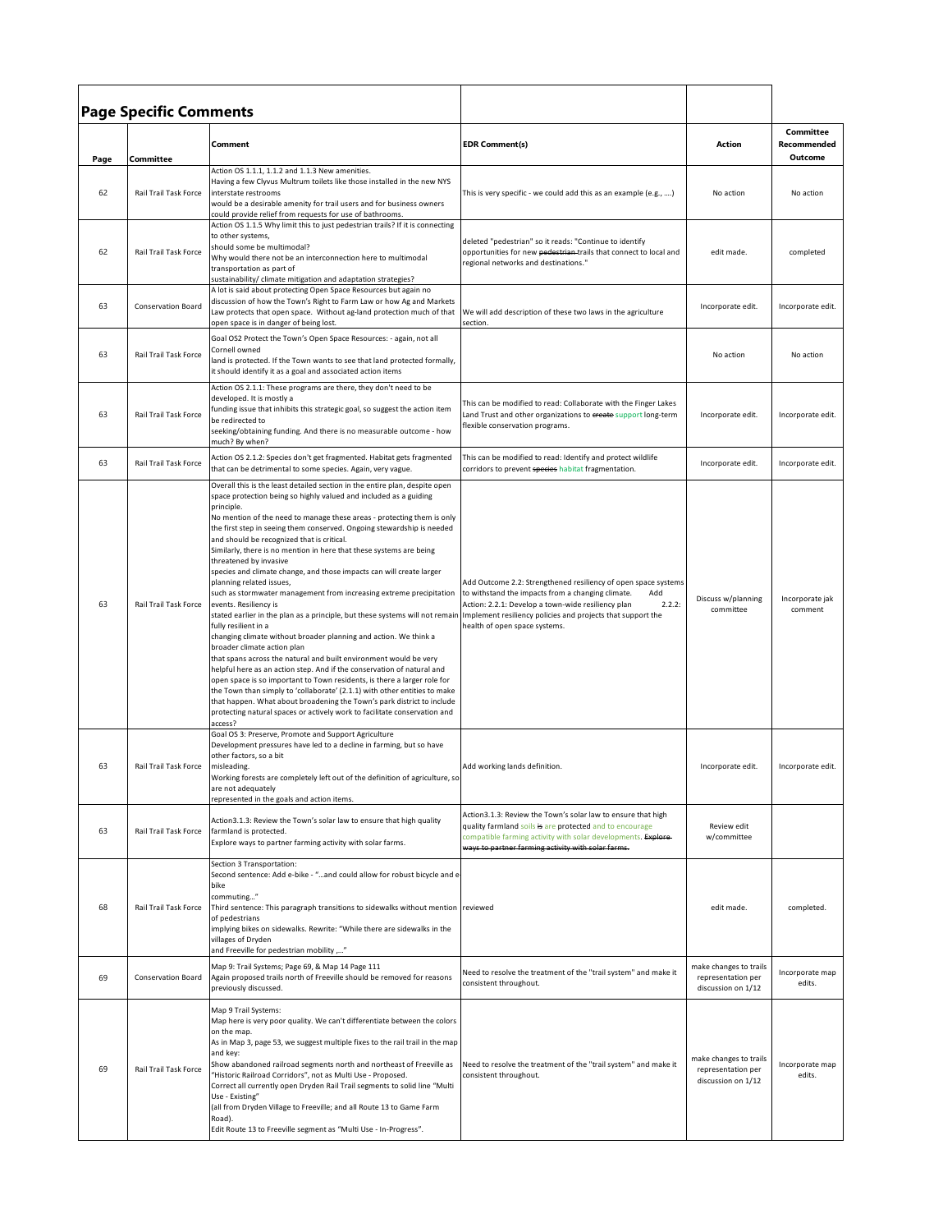## Page Specific Comments

| Page | Committee | Comment | EDR Comment(s) | Action | Committee Recommended Outcome |
|---|---|---|---|---|---|
| 62 | Rail Trail Task Force | Action OS 1.1.1, 1.1.2 and 1.1.3 New amenities. Having a few Clyvus Multrum toilets like those installed in the new NYS interstate restrooms would be a desirable amenity for trail users and for business owners could provide relief from requests for use of bathrooms. | This is very specific - we could add this as an example (e.g., ....) | No action | No action |
| 62 | Rail Trail Task Force | Action OS 1.1.5 Why limit this to just pedestrian trails? If it is connecting to other systems, should some be multimodal? Why would there not be an interconnection here to multimodal transportation as part of sustainability/ climate mitigation and adaptation strategies? | deleted "pedestrian" so it reads: "Continue to identify opportunities for new ~~pedestrian~~ trails that connect to local and regional networks and destinations." | edit made. | completed |
| 63 | Conservation Board | A lot is said about protecting Open Space Resources but again no discussion of how the Town's Right to Farm Law or how Ag and Markets Law protects that open space. Without ag-land protection much of that open space is in danger of being lost. | We will add description of these two laws in the agriculture section. | Incorporate edit. | Incorporate edit. |
| 63 | Rail Trail Task Force | Goal OS2 Protect the Town's Open Space Resources: - again, not all Cornell owned land is protected. If the Town wants to see that land protected formally, it should identify it as a goal and associated action items | | No action | No action |
| 63 | Rail Trail Task Force | Action OS 2.1.1: These programs are there, they don't need to be developed. It is mostly a funding issue that inhibits this strategic goal, so suggest the action item be redirected to seeking/obtaining funding. And there is no measurable outcome - how much? By when? | This can be modified to read: Collaborate with the Finger Lakes Land Trust and other organizations to ~~create~~ support long-term flexible conservation programs. | Incorporate edit. | Incorporate edit. |
| 63 | Rail Trail Task Force | Action OS 2.1.2: Species don't get fragmented. Habitat gets fragmented that can be detrimental to some species. Again, very vague. | This can be modified to read: Identify and protect wildlife corridors to prevent ~~species~~ habitat fragmentation. | Incorporate edit. | Incorporate edit. |
| 63 | Rail Trail Task Force | Overall this is the least detailed section in the entire plan, despite open space protection being so highly valued and included as a guiding principle. No mention of the need to manage these areas - protecting them is only the first step in seeing them conserved. Ongoing stewardship is needed and should be recognized that is critical. Similarly, there is no mention in here that these systems are being threatened by invasive species and climate change, and those impacts can will create larger planning related issues, such as stormwater management from increasing extreme precipitation events. Resiliency is stated earlier in the plan as a principle, but these systems will not remain fully resilient in a changing climate without broader planning and action. We think a broader climate action plan that spans across the natural and built environment would be very helpful here as an action step. And if the conservation of natural and open space is so important to Town residents, is there a larger role for the Town than simply to 'collaborate' (2.1.1) with other entities to make that happen. What about broadening the Town's park district to include protecting natural spaces or actively work to facilitate conservation and access? | Add Outcome 2.2: Strengthened resiliency of open space systems to withstand the impacts from a changing climate. Add Action: 2.2.1: Develop a town-wide resiliency plan 2.2.2: Implement resiliency policies and projects that support the health of open space systems. | Discuss w/planning committee | Incorporate jak comment |
| 63 | Rail Trail Task Force | Goal OS 3: Preserve, Promote and Support Agriculture Development pressures have led to a decline in farming, but so have other factors, so a bit misleading. Working forests are completely left out of the definition of agriculture, so are not adequately represented in the goals and action items. | Add working lands definition. | Incorporate edit. | Incorporate edit. |
| 63 | Rail Trail Task Force | Action3.1.3: Review the Town's solar law to ensure that high quality farmland is protected. Explore ways to partner farming activity with solar farms. | Action3.1.3: Review the Town's solar law to ensure that high quality farmland soils ~~is~~ are protected and to encourage compatible farming activity with solar developments. ~~Explore ways to partner farming activity with solar farms.~~ | Review edit w/committee | |
| 68 | Rail Trail Task Force | Section 3 Transportation: Second sentence: Add e-bike - "...and could allow for robust bicycle and e-bike commuting..." Third sentence: This paragraph transitions to sidewalks without mention of pedestrians implying bikes on sidewalks. Rewrite: "While there are sidewalks in the villages of Dryden and Freeville for pedestrian mobility ,..." | reviewed | edit made. | completed. |
| 69 | Conservation Board | Map 9: Trail Systems; Page 69, & Map 14 Page 111 Again proposed trails north of Freeville should be removed for reasons previously discussed. | Need to resolve the treatment of the "trail system" and make it consistent throughout. | make changes to trails representation per discussion on 1/12 | Incorporate map edits. |
| 69 | Rail Trail Task Force | Map 9 Trail Systems: Map here is very poor quality. We can't differentiate between the colors on the map. As in Map 3, page 53, we suggest multiple fixes to the rail trail in the map and key: Show abandoned railroad segments north and northeast of Freeville as "Historic Railroad Corridors", not as Multi Use - Proposed. Correct all currently open Dryden Rail Trail segments to solid line "Multi Use - Existing" (all from Dryden Village to Freeville; and all Route 13 to Game Farm Road). Edit Route 13 to Freeville segment as "Multi Use - In-Progress". | Need to resolve the treatment of the "trail system" and make it consistent throughout. | make changes to trails representation per discussion on 1/12 | Incorporate map edits. |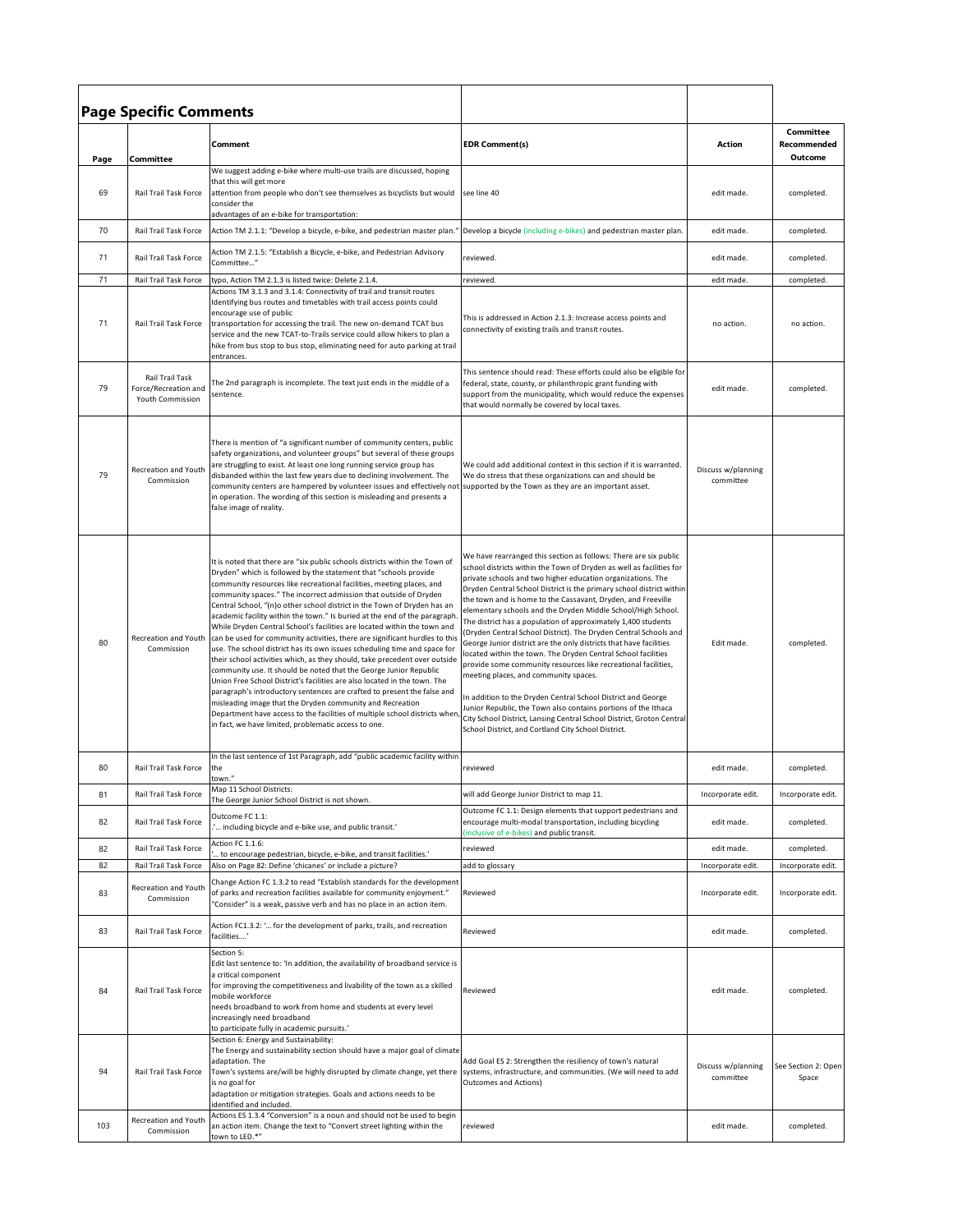## Page Specific Comments

| Page | Committee | Comment | EDR Comment(s) | Action | Committee Recommended Outcome |
|---|---|---|---|---|---|
| 69 | Rail Trail Task Force | We suggest adding e-bike where multi-use trails are discussed, hoping that this will get more attention from people who don't see themselves as bicyclists but would consider the advantages of an e-bike for transportation: | see line 40 | edit made. | completed. |
| 70 | Rail Trail Task Force | Action TM 2.1.1: "Develop a bicycle, e-bike, and pedestrian master plan." | Develop a bicycle (including e-bikes) and pedestrian master plan. | edit made. | completed. |
| 71 | Rail Trail Task Force | Action TM 2.1.5: "Establish a Bicycle, e-bike, and Pedestrian Advisory Committee…" | reviewed. | edit made. | completed. |
| 71 | Rail Trail Task Force | typo, Action TM 2.1.3 is listed twice: Delete 2.1.4. | reviewed. | edit made. | completed. |
| 71 | Rail Trail Task Force | Actions TM 3.1.3 and 3.1.4: Connectivity of trail and transit routes Identifying bus routes and timetables with trail access points could encourage use of public transportation for accessing the trail. The new on-demand TCAT bus service and the new TCAT-to-Trails service could allow hikers to plan a hike from bus stop to bus stop, eliminating need for auto parking at trail entrances. | This is addressed in Action 2.1.3: Increase access points and connectivity of existing trails and transit routes. | no action. | no action. |
| 79 | Rail Trail Task Force/Recreation and Youth Commission | The 2nd paragraph is incomplete. The text just ends in the middle of a sentence. | This sentence should read: These efforts could also be eligible for federal, state, county, or philanthropic grant funding with support from the municipality, which would reduce the expenses that would normally be covered by local taxes. | edit made. | completed. |
| 79 | Recreation and Youth Commission | There is mention of "a significant number of community centers, public safety organizations, and volunteer groups" but several of these groups are struggling to exist. At least one long running service group has disbanded within the last few years due to declining involvement. The community centers are hampered by volunteer issues and effectively not in operation. The wording of this section is misleading and presents a false image of reality. | We could add additional context in this section if it is warranted. We do stress that these organizations can and should be supported by the Town as they are an important asset. | Discuss w/planning committee | |
| 80 | Recreation and Youth Commission | It is noted that there are "six public schools districts within the Town of Dryden" which is followed by the statement that "schools provide community resources like recreational facilities, meeting places, and community spaces." The incorrect admission that outside of Dryden Central School, "(n)o other school district in the Town of Dryden has an academic facility within the town." Is buried at the end of the paragraph. While Dryden Central School's facilities are located within the town and can be used for community activities, there are significant hurdles to this use. The school district has its own issues scheduling time and space for their school activities which, as they should, take precedent over outside community use. It should be noted that the George Junior Republic Union Free School District's facilities are also located in the town. The paragraph's introductory sentences are crafted to present the false and misleading image that the Dryden community and Recreation Department have access to the facilities of multiple school districts when, in fact, we have limited, problematic access to one. | We have rearranged this section as follows: There are six public school districts within the Town of Dryden as well as facilities for private schools and two higher education organizations. The Dryden Central School District is the primary school district within the town and is home to the Cassavant, Dryden, and Freeville elementary schools and the Dryden Middle School/High School. The district has a population of approximately 1,400 students (Dryden Central School District). The Dryden Central Schools and George Junior district are the only districts that have facilities located within the town. The Dryden Central School facilities provide some community resources like recreational facilities, meeting places, and community spaces.<br><br>In addition to the Dryden Central School District and George Junior Republic, the Town also contains portions of the Ithaca City School District, Lansing Central School District, Groton Central School District, and Cortland City School District. | Edit made. | completed. |
| 80 | Rail Trail Task Force | In the last sentence of 1st Paragraph, add "public academic facility within the town." | reviewed | edit made. | completed. |
| 81 | Rail Trail Task Force | Map 11 School Districts: The George Junior School District is not shown. | will add George Junior District to map 11. | Incorporate edit. | Incorporate edit. |
| 82 | Rail Trail Task Force | Outcome FC 1.1: '… including bicycle and e-bike use, and public transit.' | Outcome FC 1.1: Design elements that support pedestrians and encourage multi-modal transportation, including bicycling (inclusive of e-bikes) and public transit. | edit made. | completed. |
| 82 | Rail Trail Task Force | Action FC 1.1.6: '… to encourage pedestrian, bicycle, e-bike, and transit facilities.' | reviewed | edit made. | completed. |
| 82 | Rail Trail Task Force | Also on Page 82: Define 'chicanes' or include a picture? | add to glossary | Incorporate edit. | Incorporate edit. |
| 83 | Recreation and Youth Commission | Change Action FC 1.3.2 to read "Establish standards for the development of parks and recreation facilities available for community enjoyment." "Consider" is a weak, passive verb and has no place in an action item. | Reviewed | Incorporate edit. | Incorporate edit. |
| 83 | Rail Trail Task Force | Action FC1.3.2: '… for the development of parks, trails, and recreation facilities….' | Reviewed | edit made. | completed. |
| 84 | Rail Trail Task Force | Section 5: Edit last sentence to: 'In addition, the availability of broadband service is a critical component for improving the competitiveness and livability of the town as a skilled mobile workforce needs broadband to work from home and students at every level increasingly need broadband to participate fully in academic pursuits.' | Reviewed | edit made. | completed. |
| 94 | Rail Trail Task Force | Section 6: Energy and Sustainability: The Energy and sustainability section should have a major goal of climate adaptation. The Town's systems are/will be highly disrupted by climate change, yet there is no goal for adaptation or mitigation strategies. Goals and actions needs to be identified and included. | Add Goal ES 2: Strengthen the resiliency of town's natural systems, infrastructure, and communities. (We will need to add Outcomes and Actions) | Discuss w/planning committee | See Section 2: Open Space |
| 103 | Recreation and Youth Commission | Actions ES 1.3.4 "Conversion" is a noun and should not be used to begin an action item. Change the text to "Convert street lighting within the town to LED.*" | reviewed | edit made. | completed. |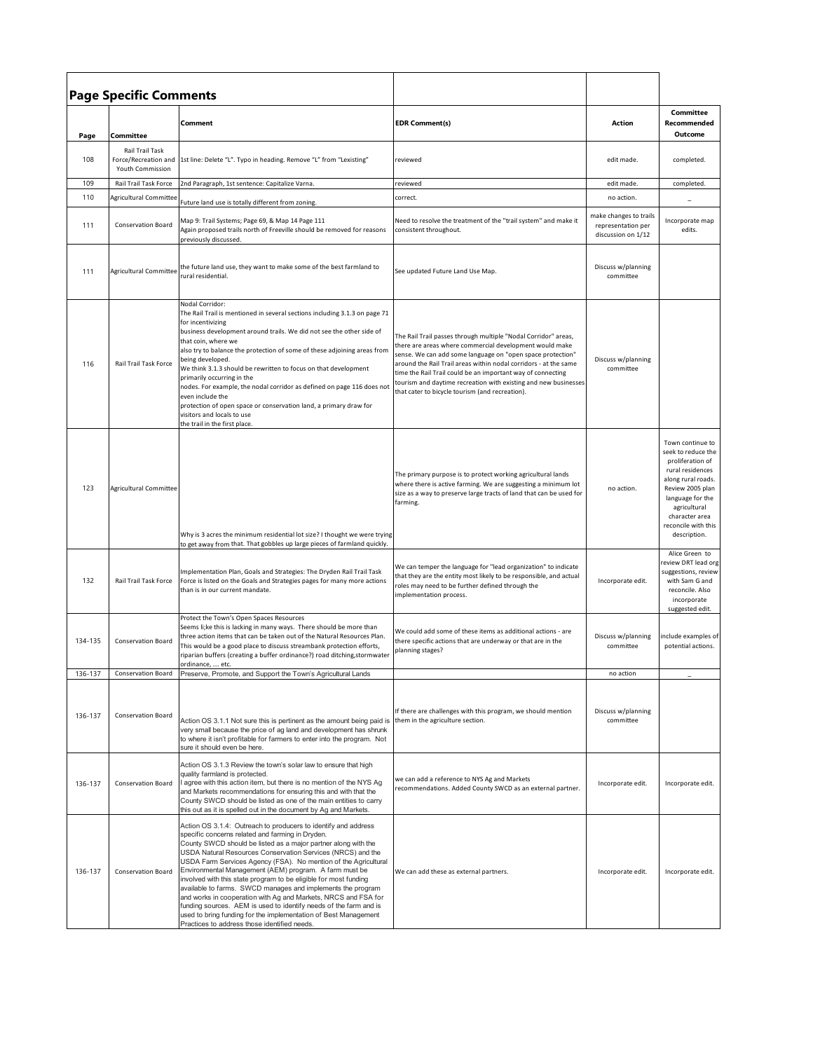## Page Specific Comments

| Page | Committee | Comment | EDR Comment(s) | Action | Committee Recommended Outcome |
|---|---|---|---|---|---|
| 108 | Rail Trail Task Force/Recreation and Youth Commission | 1st line: Delete "L". Typo in heading. Remove "L" from "Lexisting" | reviewed | edit made. | completed. |
| 109 | Rail Trail Task Force | 2nd Paragraph, 1st sentence: Capitalize Varna. | reviewed | edit made. | completed. |
| 110 | Agricultural Committee | Future land use is totally different from zoning. | correct. | no action. | _ |
| 111 | Conservation Board | Map 9: Trail Systems; Page 69, & Map 14 Page 111 Again proposed trails north of Freeville should be removed for reasons previously discussed. | Need to resolve the treatment of the "trail system" and make it consistent throughout. | make changes to trails representation per discussion on 1/12 | Incorporate map edits. |
| 111 | Agricultural Committee | the future land use, they want to make some of the best farmland to rural residential. | See updated Future Land Use Map. | Discuss w/planning committee | |
| 116 | Rail Trail Task Force | Nodal Corridor: The Rail Trail is mentioned in several sections including 3.1.3 on page 71 for incentivizing business development around trails. We did not see the other side of that coin, where we also try to balance the protection of some of these adjoining areas from being developed. We think 3.1.3 should be rewritten to focus on that development primarily occurring in the nodes. For example, the nodal corridor as defined on page 116 does not even include the protection of open space or conservation land, a primary draw for visitors and locals to use the trail in the first place. | The Rail Trail passes through multiple "Nodal Corridor" areas, there are areas where commercial development would make sense. We can add some language on "open space protection" around the Rail Trail areas within nodal corridors - at the same time the Rail Trail could be an important way of connecting tourism and daytime recreation with existing and new businesses that cater to bicycle tourism (and recreation). | Discuss w/planning committee | |
| 123 | Agricultural Committee | Why is 3 acres the minimum residential lot size? I thought we were trying to get away from that. That gobbles up large pieces of farmland quickly. | The primary purpose is to protect working agricultural lands where there is active farming. We are suggesting a minimum lot size as a way to preserve large tracts of land that can be used for farming. | no action. | Town continue to seek to reduce the proliferation of rural residences along rural roads. Review 2005 plan language for the agricultural character area reconcile with this description. |
| 132 | Rail Trail Task Force | Implementation Plan, Goals and Strategies: The Dryden Rail Trail Task Force is listed on the Goals and Strategies pages for many more actions than is in our current mandate. | We can temper the language for "lead organization" to indicate that they are the entity most likely to be responsible, and actual roles may need to be further defined through the implementation process. | Incorporate edit. | Alice Green to review DRT lead org suggestions, review with Sam G and reconcile. Also incorporate suggested edit. |
| 134-135 | Conservation Board | Protect the Town's Open Spaces Resources Seems li;ke this is lacking in many ways. There should be more than three action items that can be taken out of the Natural Resources Plan. This would be a good place to discuss streambank protection efforts, riparian buffers (creating a buffer ordinance?) road ditching,stormwater ordinance, .... etc. | We could add some of these items as additional actions - are there specific actions that are underway or that are in the planning stages? | Discuss w/planning committee | include examples of potential actions. |
| 136-137 | Conservation Board | Preserve, Promote, and Support the Town's Agricultural Lands | | no action | _ |
| 136-137 | Conservation Board | Action OS 3.1.1 Not sure this is pertinent as the amount being paid is very small because the price of ag land and development has shrunk to where it isn't profitable for farmers to enter into the program. Not sure it should even be here. | If there are challenges with this program, we should mention them in the agriculture section. | Discuss w/planning committee | |
| 136-137 | Conservation Board | Action OS 3.1.3 Review the town's solar law to ensure that high quality farmland is protected. I agree with this action item, but there is no mention of the NYS Ag and Markets recommendations for ensuring this and with that the County SWCD should be listed as one of the main entities to carry this out as it is spelled out in the document by Ag and Markets. | we can add a reference to NYS Ag and Markets recommendations. Added County SWCD as an external partner. | Incorporate edit. | Incorporate edit. |
| 136-137 | Conservation Board | Action OS 3.1.4: Outreach to producers to identify and address specific concerns related and farming in Dryden. County SWCD should be listed as a major partner along with the USDA Natural Resources Conservation Services (NRCS) and the USDA Farm Services Agency (FSA). No mention of the Agricultural Environmental Management (AEM) program. A farm must be involved with this state program to be eligible for most funding available to farms. SWCD manages and implements the program and works in cooperation with Ag and Markets, NRCS and FSA for funding sources. AEM is used to identify needs of the farm and is used to bring funding for the implementation of Best Management Practices to address those identified needs. | We can add these as external partners. | Incorporate edit. | Incorporate edit. |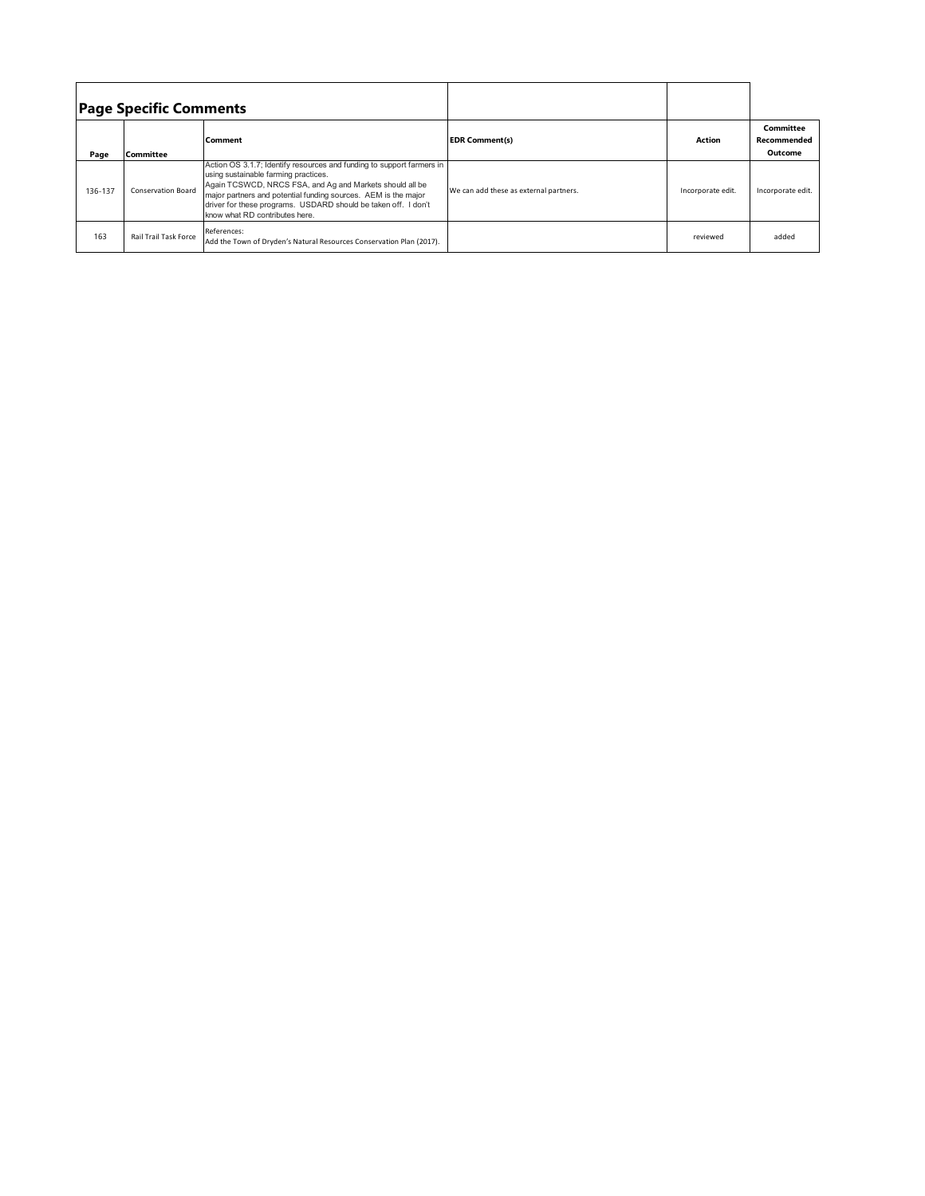## Page Specific Comments

| Page | Committee | Comment | EDR Comment(s) | Action | Committee Recommended Outcome |
|---|---|---|---|---|---|
| 136-137 | Conservation Board | Action OS 3.1.7; Identify resources and funding to support farmers in using sustainable farming practices.<br>Again TCSWCD, NRCS FSA, and Ag and Markets should all be major partners and potential funding sources. AEM is the major driver for these programs. USDARD should be taken off. I don't know what RD contributes here. | We can add these as external partners. | Incorporate edit. | Incorporate edit. |
| 163 | Rail Trail Task Force | References:<br>Add the Town of Dryden's Natural Resources Conservation Plan (2017). | | reviewed | added |